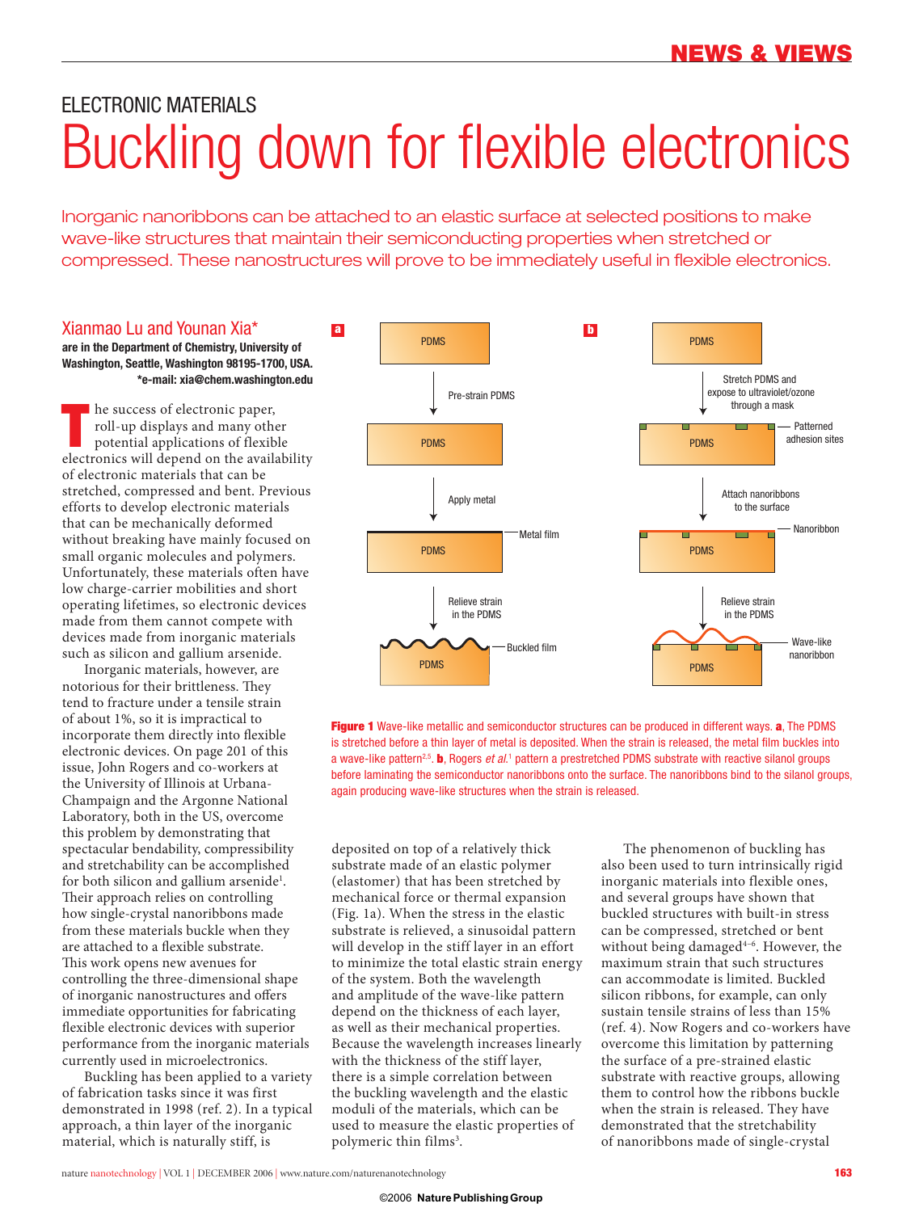ELECTRONIC MATERIALS

# Buckling down for flexible electronics

Inorganic nanoribbons can be attached to an elastic surface at selected positions to make wave-like structures that maintain their semiconducting properties when stretched or compressed. These nanostructures will prove to be immediately useful in flexible electronics.

## Xianmao Lu and Younan Xia*

**are in the Department of Chemistry, University of Washington, Seattle, Washington 98195-1700, USA.**
***e-mail: xia@chem.washington.edu**

The success of electronic paper, roll-up displays and many other potential applications of flexible electronics will depend on the availability of electronic materials that can be stretched, compressed and bent. Previous efforts to develop electronic materials that can be mechanically deformed without breaking have mainly focused on small organic molecules and polymers. Unfortunately, these materials often have low charge-carrier mobilities and short operating lifetimes, so electronic devices made from them cannot compete with devices made from inorganic materials such as silicon and gallium arsenide.

Inorganic materials, however, are notorious for their brittleness. They tend to fracture under a tensile strain of about 1%, so it is impractical to incorporate them directly into flexible electronic devices. On page 201 of this issue, John Rogers and co-workers at the University of Illinois at Urbana-Champaign and the Argonne National Laboratory, both in the US, overcome this problem by demonstrating that spectacular bendability, compressibility and stretchability can be accomplished for both silicon and gallium arsenide[1]. Their approach relies on controlling how single-crystal nanoribbons made from these materials buckle when they are attached to a flexible substrate. This work opens new avenues for controlling the three-dimensional shape of inorganic nanostructures and offers immediate opportunities for fabricating flexible electronic devices with superior performance from the inorganic materials currently used in microelectronics.

Buckling has been applied to a variety of fabrication tasks since it was first demonstrated in 1998 (ref. 2). In a typical approach, a thin layer of the inorganic material, which is naturally stiff, is deposited on top of a relatively thick substrate made of an elastic polymer (elastomer) that has been stretched by mechanical force or thermal expansion (Fig. 1a). When the stress in the elastic substrate is relieved, a sinusoidal pattern will develop in the stiff layer in an effort to minimize the total elastic strain energy of the system. Both the wavelength and amplitude of the wave-like pattern depend on the thickness of each layer, as well as their mechanical properties. Because the wavelength increases linearly with the thickness of the stiff layer, there is a simple correlation between the buckling wavelength and the elastic moduli of the materials, which can be used to measure the elastic properties of polymeric thin films[3].

**a**: PDMS → Pre-strain PDMS → PDMS → Apply metal → PDMS with Metal film → Relieve strain in the PDMS → PDMS with Buckled film

**b**: PDMS → Stretch PDMS and expose to ultraviolet/ozone through a mask → PDMS with Patterned adhesion sites → Attach nanoribbons to the surface → PDMS with Nanoribbon → Relieve strain in the PDMS → PDMS with Wave-like nanoribbon

**Figure 1** Wave-like metallic and semiconductor structures can be produced in different ways. **a**, The PDMS is stretched before a thin layer of metal is deposited. When the strain is released, the metal film buckles into a wave-like pattern[2,5]. **b**, Rogers *et al.*[1] pattern a prestretched PDMS substrate with reactive silanol groups before laminating the semiconductor nanoribbons onto the surface. The nanoribbons bind to the silanol groups, again producing wave-like structures when the strain is released.

The phenomenon of buckling has also been used to turn intrinsically rigid inorganic materials into flexible ones, and several groups have shown that buckled structures with built-in stress can be compressed, stretched or bent without being damaged[4–6]. However, the maximum strain that such structures can accommodate is limited. Buckled silicon ribbons, for example, can only sustain tensile strains of less than 15% (ref. 4). Now Rogers and co-workers have overcome this limitation by patterning the surface of a pre-strained elastic substrate with reactive groups, allowing them to control how the ribbons buckle when the strain is released. They have demonstrated that the stretchability of nanoribbons made of single-crystal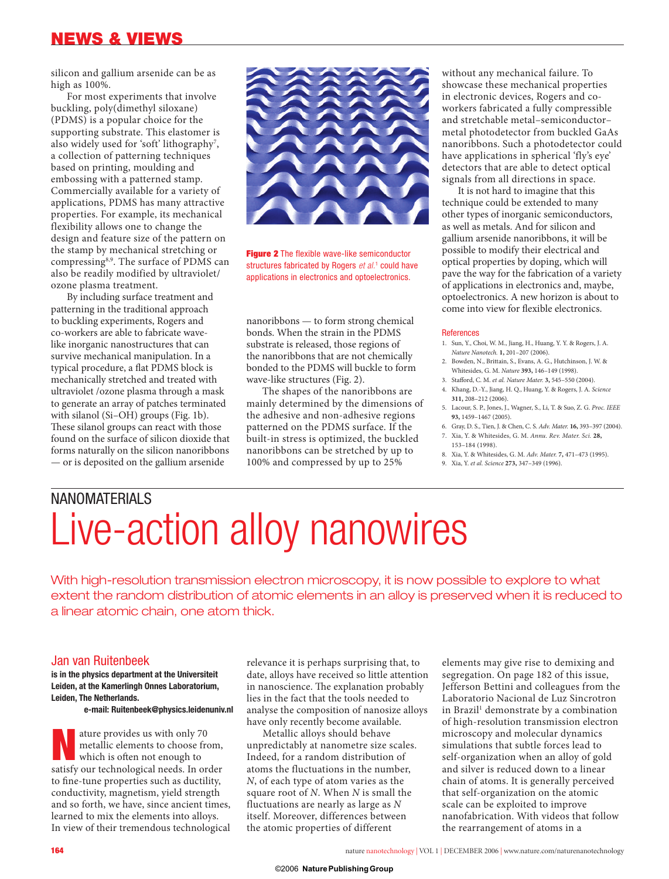silicon and gallium arsenide can be as high as 100%.

For most experiments that involve buckling, poly(dimethyl siloxane) (PDMS) is a popular choice for the supporting substrate. This elastomer is also widely used for 'soft' lithography[7], a collection of patterning techniques based on printing, moulding and embossing with a patterned stamp. Commercially available for a variety of applications, PDMS has many attractive properties. For example, its mechanical flexibility allows one to change the design and feature size of the pattern on the stamp by mechanical stretching or compressing[8,9]. The surface of PDMS can also be readily modified by ultraviolet/ozone plasma treatment.

By including surface treatment and patterning in the traditional approach to buckling experiments, Rogers and co-workers are able to fabricate wave-like inorganic nanostructures that can survive mechanical manipulation. In a typical procedure, a flat PDMS block is mechanically stretched and treated with ultraviolet /ozone plasma through a mask to generate an array of patches terminated with silanol (Si–OH) groups (Fig. 1b). These silanol groups can react with those found on the surface of silicon dioxide that forms naturally on the silicon nanoribbons — or is deposited on the gallium arsenide nanoribbons — to form strong chemical bonds. When the strain in the PDMS substrate is released, those regions of the nanoribbons that are not chemically bonded to the PDMS will buckle to form wave-like structures (Fig. 2).

**Figure 2** The flexible wave-like semiconductor structures fabricated by Rogers *et al.*[1] could have applications in electronics and optoelectronics.

The shapes of the nanoribbons are mainly determined by the dimensions of the adhesive and non-adhesive regions patterned on the PDMS surface. If the built-in stress is optimized, the buckled nanoribbons can be stretched by up to 100% and compressed by up to 25% without any mechanical failure. To showcase these mechanical properties in electronic devices, Rogers and co-workers fabricated a fully compressible and stretchable metal–semiconductor–metal photodetector from buckled GaAs nanoribbons. Such a photodetector could have applications in spherical 'fly's eye' detectors that are able to detect optical signals from all directions in space.

It is not hard to imagine that this technique could be extended to many other types of inorganic semiconductors, as well as metals. And for silicon and gallium arsenide nanoribbons, it will be possible to modify their electrical and optical properties by doping, which will pave the way for the fabrication of a variety of applications in electronics and, maybe, optoelectronics. A new horizon is about to come into view for flexible electronics.

### References

1. Sun, Y., Choi, W. M., Jiang, H., Huang, Y. Y. & Rogers, J. A. *Nature Nanotech.* **1,** 201–207 (2006).
2. Bowden, N., Brittain, S., Evans, A. G., Hutchinson, J. W. & Whitesides, G. M. *Nature* **393,** 146–149 (1998).
3. Stafford, C. M. *et al. Nature Mater.* **3,** 545–550 (2004).
4. Khang, D.-Y., Jiang, H. Q., Huang, Y. & Rogers, J. A. *Science* **311,** 208–212 (2006).
5. Lacour, S. P., Jones, J., Wagner, S., Li, T. & Suo, Z. G. *Proc. IEEE* **93,** 1459–1467 (2005).
6. Gray, D. S., Tien, J. & Chen, C. S. *Adv. Mater.* **16,** 393–397 (2004).
7. Xia, Y. & Whitesides, G. M. *Annu. Rev. Mater. Sci.* **28,** 153–184 (1998).
8. Xia, Y. & Whitesides, G. M. *Adv. Mater.* **7,** 471–473 (1995).
9. Xia, Y. *et al. Science* **273,** 347–349 (1996).

NANOMATERIALS

# Live-action alloy nanowires

With high-resolution transmission electron microscopy, it is now possible to explore to what extent the random distribution of atomic elements in an alloy is preserved when it is reduced to a linear atomic chain, one atom thick.

## Jan van Ruitenbeek

**is in the physics department at the Universiteit Leiden, at the Kamerlingh Onnes Laboratorium, Leiden, The Netherlands.**

**e-mail: Ruitenbeek@physics.leidenuniv.nl**

Nature provides us with only 70 metallic elements to choose from, which is often not enough to satisfy our technological needs. In order to fine-tune properties such as ductility, conductivity, magnetism, yield strength and so forth, we have, since ancient times, learned to mix the elements into alloys. In view of their tremendous technological relevance it is perhaps surprising that, to date, alloys have received so little attention in nanoscience. The explanation probably lies in the fact that the tools needed to analyse the composition of nanosize alloys have only recently become available.

Metallic alloys should behave unpredictably at nanometre size scales. Indeed, for a random distribution of atoms the fluctuations in the number, $N$, of each type of atom varies as the square root of $N$. When $N$ is small the fluctuations are nearly as large as $N$ itself. Moreover, differences between the atomic properties of different elements may give rise to demixing and segregation. On page 182 of this issue, Jefferson Bettini and colleagues from the Laboratorio Nacional de Luz Sincrotron in Brazil[1] demonstrate by a combination of high-resolution transmission electron microscopy and molecular dynamics simulations that subtle forces lead to self-organization when an alloy of gold and silver is reduced down to a linear chain of atoms. It is generally perceived that self-organization on the atomic scale can be exploited to improve nanofabrication. With videos that follow the rearrangement of atoms in a